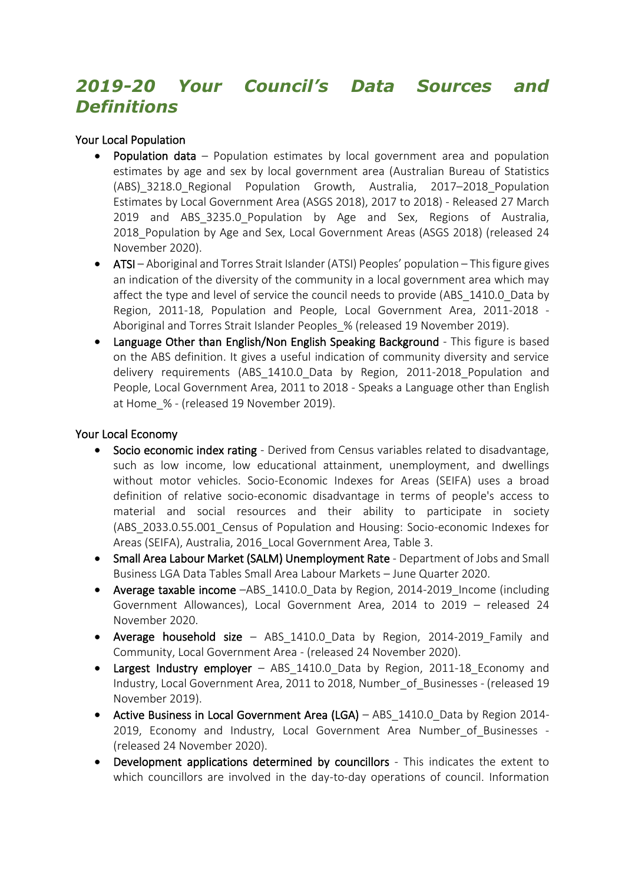# *2019-20 Your Council's Data Sources and Definitions*

## Your Local Population

- Population data – Population estimates by local government area and population estimates by age and sex by local government area (Australian Bureau of Statistics (ABS)_3218.0_Regional Population Growth, Australia, 2017–2018_Population Estimates by Local Government Area (ASGS 2018), 2017 to 2018) - Released 27 March 2019 and ABS_3235.0_Population by Age and Sex, Regions of Australia, 2018_Population by Age and Sex, Local Government Areas (ASGS 2018) (released 24 November 2020).
- ATSI – Aboriginal and Torres Strait Islander (ATSI) Peoples' population – This figure gives an indication of the diversity of the community in a local government area which may affect the type and level of service the council needs to provide (ABS_1410.0_Data by Region, 2011-18, Population and People, Local Government Area, 2011-2018 - Aboriginal and Torres Strait Islander Peoples_% (released 19 November 2019).
- Language Other than English/Non English Speaking Background - This figure is based on the ABS definition. It gives a useful indication of community diversity and service delivery requirements (ABS_1410.0_Data by Region, 2011-2018_Population and People, Local Government Area, 2011 to 2018 - Speaks a Language other than English at Home_% - (released 19 November 2019).

## Your Local Economy

- Socio economic index rating - Derived from Census variables related to disadvantage, such as low income, low educational attainment, unemployment, and dwellings without motor vehicles. Socio-Economic Indexes for Areas (SEIFA) uses a broad definition of relative socio-economic disadvantage in terms of people's access to material and social resources and their ability to participate in society (ABS_2033.0.55.001_Census of Population and Housing: Socio-economic Indexes for Areas (SEIFA), Australia, 2016_Local Government Area, Table 3.
- Small Area Labour Market (SALM) Unemployment Rate - Department of Jobs and Small Business LGA Data Tables Small Area Labour Markets – June Quarter 2020.
- Average taxable income –ABS_1410.0_Data by Region, 2014-2019_Income (including Government Allowances), Local Government Area, 2014 to 2019 – released 24 November 2020.
- Average household size – ABS_1410.0_Data by Region, 2014-2019_Family and Community, Local Government Area - (released 24 November 2020).
- Largest Industry employer – ABS_1410.0_Data by Region, 2011-18_Economy and Industry, Local Government Area, 2011 to 2018, Number_of_Businesses - (released 19 November 2019).
- Active Business in Local Government Area (LGA) – ABS_1410.0_Data by Region 2014-2019, Economy and Industry, Local Government Area Number_of_Businesses - (released 24 November 2020).
- Development applications determined by councillors - This indicates the extent to which councillors are involved in the day-to-day operations of council. Information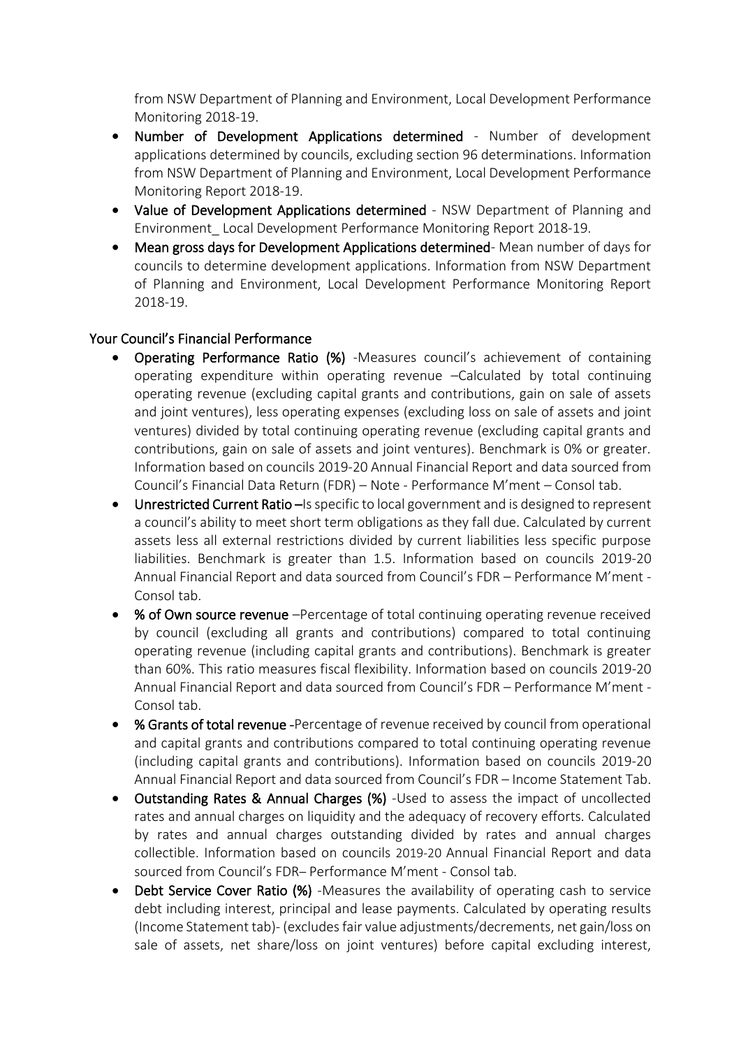from NSW Department of Planning and Environment, Local Development Performance Monitoring 2018-19.

- **Number of Development Applications determined** - Number of development applications determined by councils, excluding section 96 determinations. Information from NSW Department of Planning and Environment, Local Development Performance Monitoring Report 2018-19.
- **Value of Development Applications determined** - NSW Department of Planning and Environment_ Local Development Performance Monitoring Report 2018-19.
- **Mean gross days for Development Applications determined**- Mean number of days for councils to determine development applications. Information from NSW Department of Planning and Environment, Local Development Performance Monitoring Report 2018-19.

## Your Council's Financial Performance

- **Operating Performance Ratio (%)** -Measures council's achievement of containing operating expenditure within operating revenue –Calculated by total continuing operating revenue (excluding capital grants and contributions, gain on sale of assets and joint ventures), less operating expenses (excluding loss on sale of assets and joint ventures) divided by total continuing operating revenue (excluding capital grants and contributions, gain on sale of assets and joint ventures). Benchmark is 0% or greater. Information based on councils 2019-20 Annual Financial Report and data sourced from Council's Financial Data Return (FDR) – Note - Performance M'ment – Consol tab.
- **Unrestricted Current Ratio –**Is specific to local government and is designed to represent a council's ability to meet short term obligations as they fall due. Calculated by current assets less all external restrictions divided by current liabilities less specific purpose liabilities. Benchmark is greater than 1.5. Information based on councils 2019-20 Annual Financial Report and data sourced from Council's FDR – Performance M'ment - Consol tab.
- **% of Own source revenue** –Percentage of total continuing operating revenue received by council (excluding all grants and contributions) compared to total continuing operating revenue (including capital grants and contributions). Benchmark is greater than 60%. This ratio measures fiscal flexibility. Information based on councils 2019-20 Annual Financial Report and data sourced from Council's FDR – Performance M'ment - Consol tab.
- **% Grants of total revenue** -Percentage of revenue received by council from operational and capital grants and contributions compared to total continuing operating revenue (including capital grants and contributions). Information based on councils 2019-20 Annual Financial Report and data sourced from Council's FDR – Income Statement Tab.
- **Outstanding Rates & Annual Charges (%)** -Used to assess the impact of uncollected rates and annual charges on liquidity and the adequacy of recovery efforts. Calculated by rates and annual charges outstanding divided by rates and annual charges collectible. Information based on councils 2019-20 Annual Financial Report and data sourced from Council's FDR– Performance M'ment - Consol tab.
- **Debt Service Cover Ratio (%)** -Measures the availability of operating cash to service debt including interest, principal and lease payments. Calculated by operating results (Income Statement tab)- (excludes fair value adjustments/decrements, net gain/loss on sale of assets, net share/loss on joint ventures) before capital excluding interest,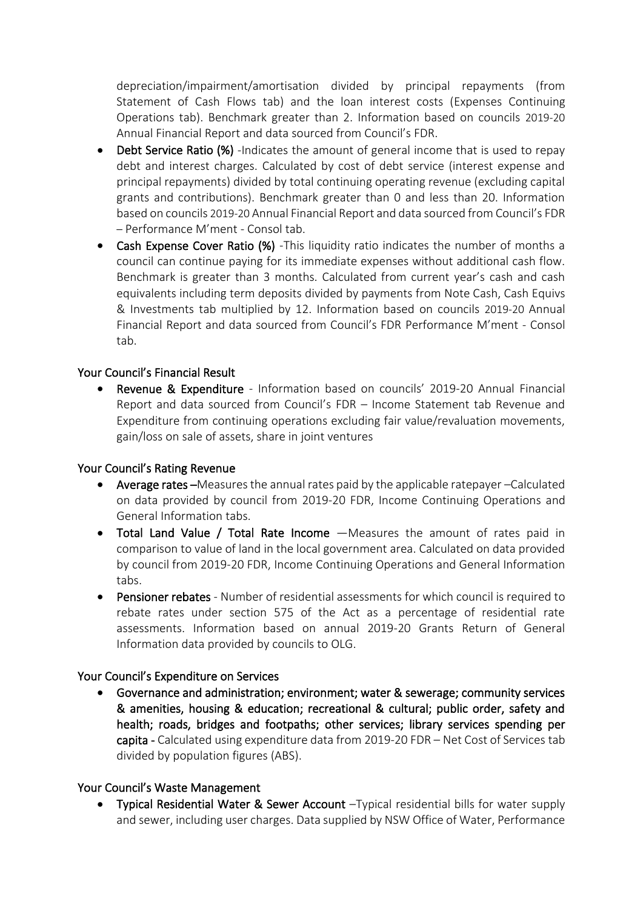depreciation/impairment/amortisation divided by principal repayments (from Statement of Cash Flows tab) and the loan interest costs (Expenses Continuing Operations tab). Benchmark greater than 2. Information based on councils 2019-20 Annual Financial Report and data sourced from Council's FDR.

- **Debt Service Ratio (%)** -Indicates the amount of general income that is used to repay debt and interest charges. Calculated by cost of debt service (interest expense and principal repayments) divided by total continuing operating revenue (excluding capital grants and contributions). Benchmark greater than 0 and less than 20. Information based on councils 2019-20 Annual Financial Report and data sourced from Council's FDR – Performance M'ment - Consol tab.
- **Cash Expense Cover Ratio (%)** -This liquidity ratio indicates the number of months a council can continue paying for its immediate expenses without additional cash flow. Benchmark is greater than 3 months. Calculated from current year's cash and cash equivalents including term deposits divided by payments from Note Cash, Cash Equivs & Investments tab multiplied by 12. Information based on councils 2019-20 Annual Financial Report and data sourced from Council's FDR Performance M'ment - Consol tab.

## Your Council's Financial Result

- **Revenue & Expenditure** - Information based on councils' 2019-20 Annual Financial Report and data sourced from Council's FDR – Income Statement tab Revenue and Expenditure from continuing operations excluding fair value/revaluation movements, gain/loss on sale of assets, share in joint ventures

## Your Council's Rating Revenue

- **Average rates** –Measures the annual rates paid by the applicable ratepayer –Calculated on data provided by council from 2019-20 FDR, Income Continuing Operations and General Information tabs.
- **Total Land Value / Total Rate Income** —Measures the amount of rates paid in comparison to value of land in the local government area. Calculated on data provided by council from 2019-20 FDR, Income Continuing Operations and General Information tabs.
- **Pensioner rebates** - Number of residential assessments for which council is required to rebate rates under section 575 of the Act as a percentage of residential rate assessments. Information based on annual 2019-20 Grants Return of General Information data provided by councils to OLG.

## Your Council's Expenditure on Services

- **Governance and administration; environment; water & sewerage; community services & amenities, housing & education; recreational & cultural; public order, safety and health; roads, bridges and footpaths; other services; library services spending per capita** - Calculated using expenditure data from 2019-20 FDR – Net Cost of Services tab divided by population figures (ABS).

## Your Council's Waste Management

- **Typical Residential Water & Sewer Account** –Typical residential bills for water supply and sewer, including user charges. Data supplied by NSW Office of Water, Performance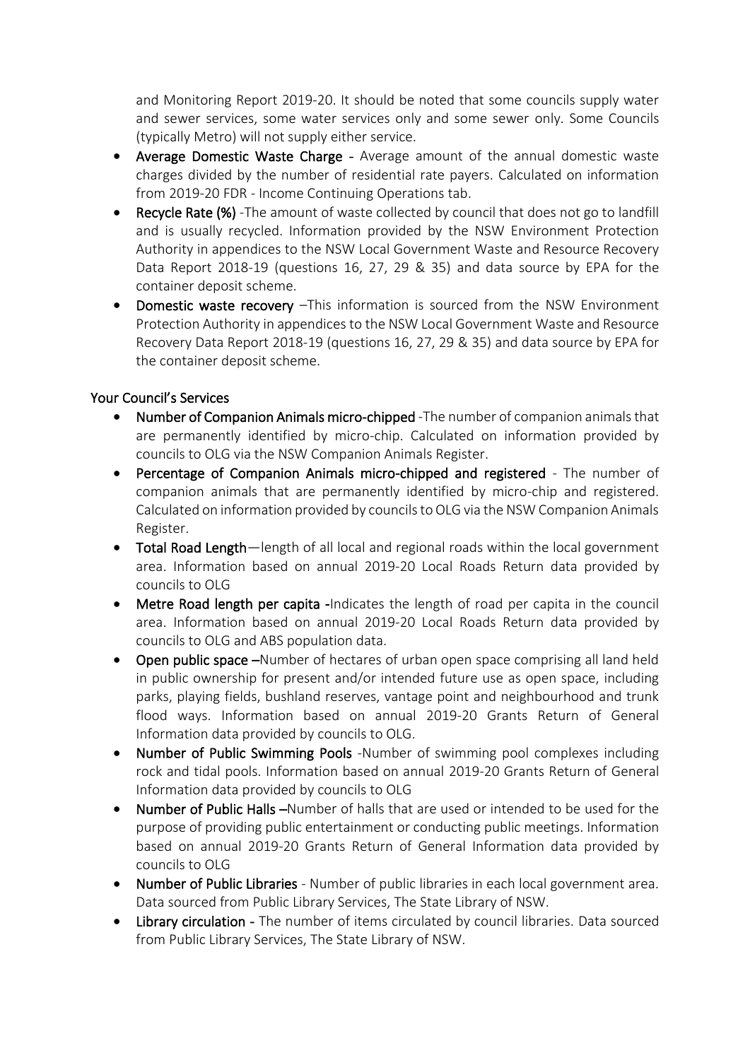and Monitoring Report 2019-20. It should be noted that some councils supply water and sewer services, some water services only and some sewer only. Some Councils (typically Metro) will not supply either service.

- **Average Domestic Waste Charge** - Average amount of the annual domestic waste charges divided by the number of residential rate payers. Calculated on information from 2019-20 FDR - Income Continuing Operations tab.
- **Recycle Rate (%)** -The amount of waste collected by council that does not go to landfill and is usually recycled. Information provided by the NSW Environment Protection Authority in appendices to the NSW Local Government Waste and Resource Recovery Data Report 2018-19 (questions 16, 27, 29 & 35) and data source by EPA for the container deposit scheme.
- **Domestic waste recovery** –This information is sourced from the NSW Environment Protection Authority in appendices to the NSW Local Government Waste and Resource Recovery Data Report 2018-19 (questions 16, 27, 29 & 35) and data source by EPA for the container deposit scheme.

## Your Council's Services

- **Number of Companion Animals micro-chipped** -The number of companion animals that are permanently identified by micro-chip. Calculated on information provided by councils to OLG via the NSW Companion Animals Register.
- **Percentage of Companion Animals micro-chipped and registered** - The number of companion animals that are permanently identified by micro-chip and registered. Calculated on information provided by councils to OLG via the NSW Companion Animals Register.
- **Total Road Length**—length of all local and regional roads within the local government area. Information based on annual 2019-20 Local Roads Return data provided by councils to OLG
- **Metre Road length per capita** -Indicates the length of road per capita in the council area. Information based on annual 2019-20 Local Roads Return data provided by councils to OLG and ABS population data.
- **Open public space** –Number of hectares of urban open space comprising all land held in public ownership for present and/or intended future use as open space, including parks, playing fields, bushland reserves, vantage point and neighbourhood and trunk flood ways. Information based on annual 2019-20 Grants Return of General Information data provided by councils to OLG.
- **Number of Public Swimming Pools** -Number of swimming pool complexes including rock and tidal pools. Information based on annual 2019-20 Grants Return of General Information data provided by councils to OLG
- **Number of Public Halls** –Number of halls that are used or intended to be used for the purpose of providing public entertainment or conducting public meetings. Information based on annual 2019-20 Grants Return of General Information data provided by councils to OLG
- **Number of Public Libraries** - Number of public libraries in each local government area. Data sourced from Public Library Services, The State Library of NSW.
- **Library circulation** - The number of items circulated by council libraries. Data sourced from Public Library Services, The State Library of NSW.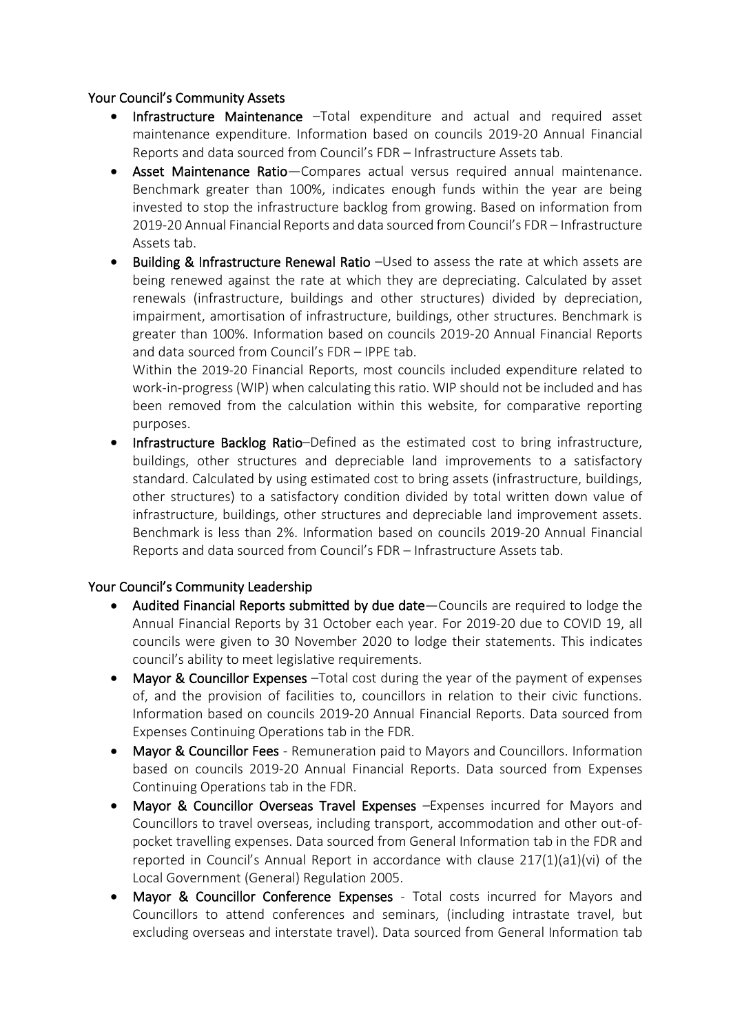## Your Council's Community Assets

- **Infrastructure Maintenance** –Total expenditure and actual and required asset maintenance expenditure. Information based on councils 2019-20 Annual Financial Reports and data sourced from Council's FDR – Infrastructure Assets tab.
- **Asset Maintenance Ratio**—Compares actual versus required annual maintenance. Benchmark greater than 100%, indicates enough funds within the year are being invested to stop the infrastructure backlog from growing. Based on information from 2019-20 Annual Financial Reports and data sourced from Council's FDR – Infrastructure Assets tab.
- **Building & Infrastructure Renewal Ratio** –Used to assess the rate at which assets are being renewed against the rate at which they are depreciating. Calculated by asset renewals (infrastructure, buildings and other structures) divided by depreciation, impairment, amortisation of infrastructure, buildings, other structures. Benchmark is greater than 100%. Information based on councils 2019-20 Annual Financial Reports and data sourced from Council's FDR – IPPE tab.

  Within the 2019-20 Financial Reports, most councils included expenditure related to work-in-progress (WIP) when calculating this ratio. WIP should not be included and has been removed from the calculation within this website, for comparative reporting purposes.
- **Infrastructure Backlog Ratio**–Defined as the estimated cost to bring infrastructure, buildings, other structures and depreciable land improvements to a satisfactory standard. Calculated by using estimated cost to bring assets (infrastructure, buildings, other structures) to a satisfactory condition divided by total written down value of infrastructure, buildings, other structures and depreciable land improvement assets. Benchmark is less than 2%. Information based on councils 2019-20 Annual Financial Reports and data sourced from Council's FDR – Infrastructure Assets tab.

## Your Council's Community Leadership

- **Audited Financial Reports submitted by due date**—Councils are required to lodge the Annual Financial Reports by 31 October each year. For 2019-20 due to COVID 19, all councils were given to 30 November 2020 to lodge their statements. This indicates council's ability to meet legislative requirements.
- **Mayor & Councillor Expenses** –Total cost during the year of the payment of expenses of, and the provision of facilities to, councillors in relation to their civic functions. Information based on councils 2019-20 Annual Financial Reports. Data sourced from Expenses Continuing Operations tab in the FDR.
- **Mayor & Councillor Fees** - Remuneration paid to Mayors and Councillors. Information based on councils 2019-20 Annual Financial Reports. Data sourced from Expenses Continuing Operations tab in the FDR.
- **Mayor & Councillor Overseas Travel Expenses** –Expenses incurred for Mayors and Councillors to travel overseas, including transport, accommodation and other out-of-pocket travelling expenses. Data sourced from General Information tab in the FDR and reported in Council's Annual Report in accordance with clause 217(1)(a1)(vi) of the Local Government (General) Regulation 2005.
- **Mayor & Councillor Conference Expenses** - Total costs incurred for Mayors and Councillors to attend conferences and seminars, (including intrastate travel, but excluding overseas and interstate travel). Data sourced from General Information tab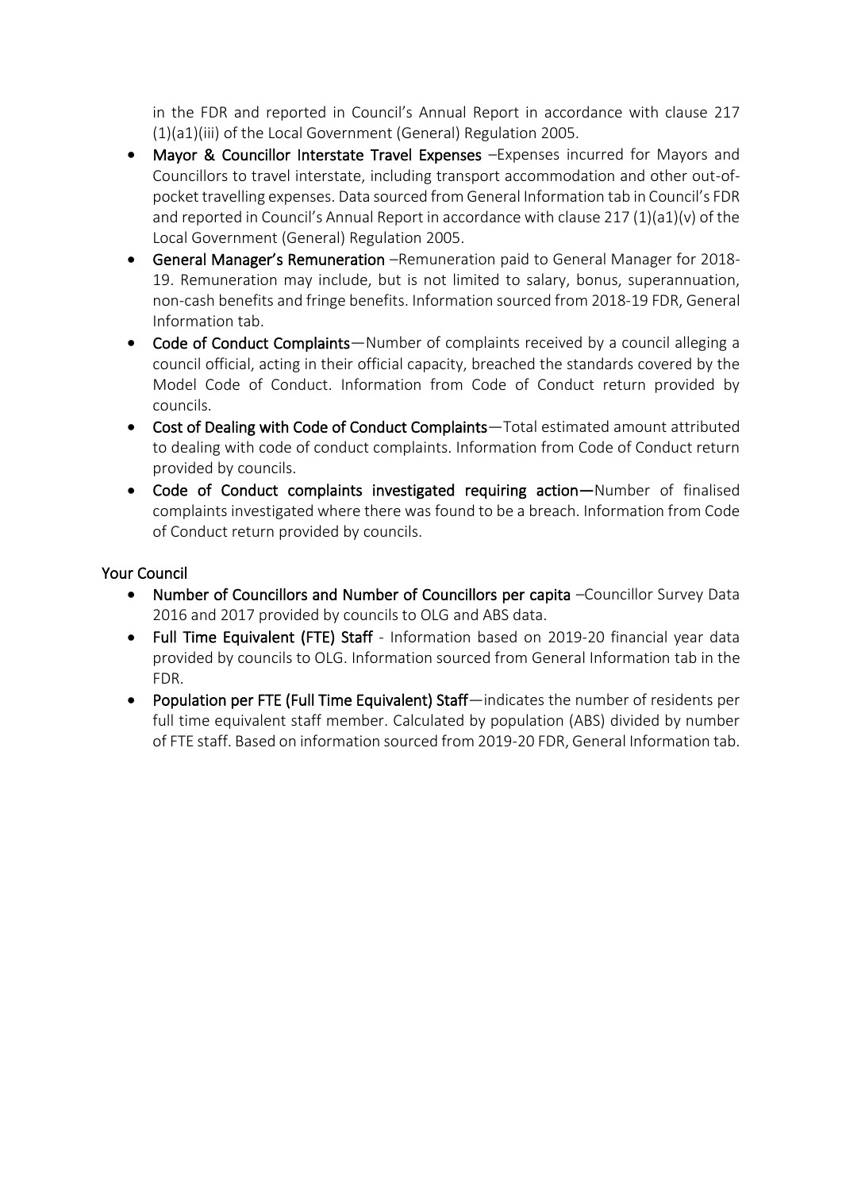in the FDR and reported in Council's Annual Report in accordance with clause 217 (1)(a1)(iii) of the Local Government (General) Regulation 2005.

- **Mayor & Councillor Interstate Travel Expenses** –Expenses incurred for Mayors and Councillors to travel interstate, including transport accommodation and other out-of-pocket travelling expenses. Data sourced from General Information tab in Council's FDR and reported in Council's Annual Report in accordance with clause 217 (1)(a1)(v) of the Local Government (General) Regulation 2005.
- **General Manager's Remuneration** –Remuneration paid to General Manager for 2018-19. Remuneration may include, but is not limited to salary, bonus, superannuation, non-cash benefits and fringe benefits. Information sourced from 2018-19 FDR, General Information tab.
- **Code of Conduct Complaints**—Number of complaints received by a council alleging a council official, acting in their official capacity, breached the standards covered by the Model Code of Conduct. Information from Code of Conduct return provided by councils.
- **Cost of Dealing with Code of Conduct Complaints**—Total estimated amount attributed to dealing with code of conduct complaints. Information from Code of Conduct return provided by councils.
- **Code of Conduct complaints investigated requiring action—**Number of finalised complaints investigated where there was found to be a breach. Information from Code of Conduct return provided by councils.

## Your Council

- **Number of Councillors and Number of Councillors per capita** –Councillor Survey Data 2016 and 2017 provided by councils to OLG and ABS data.
- **Full Time Equivalent (FTE) Staff** - Information based on 2019-20 financial year data provided by councils to OLG. Information sourced from General Information tab in the FDR.
- **Population per FTE (Full Time Equivalent) Staff**—indicates the number of residents per full time equivalent staff member. Calculated by population (ABS) divided by number of FTE staff. Based on information sourced from 2019-20 FDR, General Information tab.